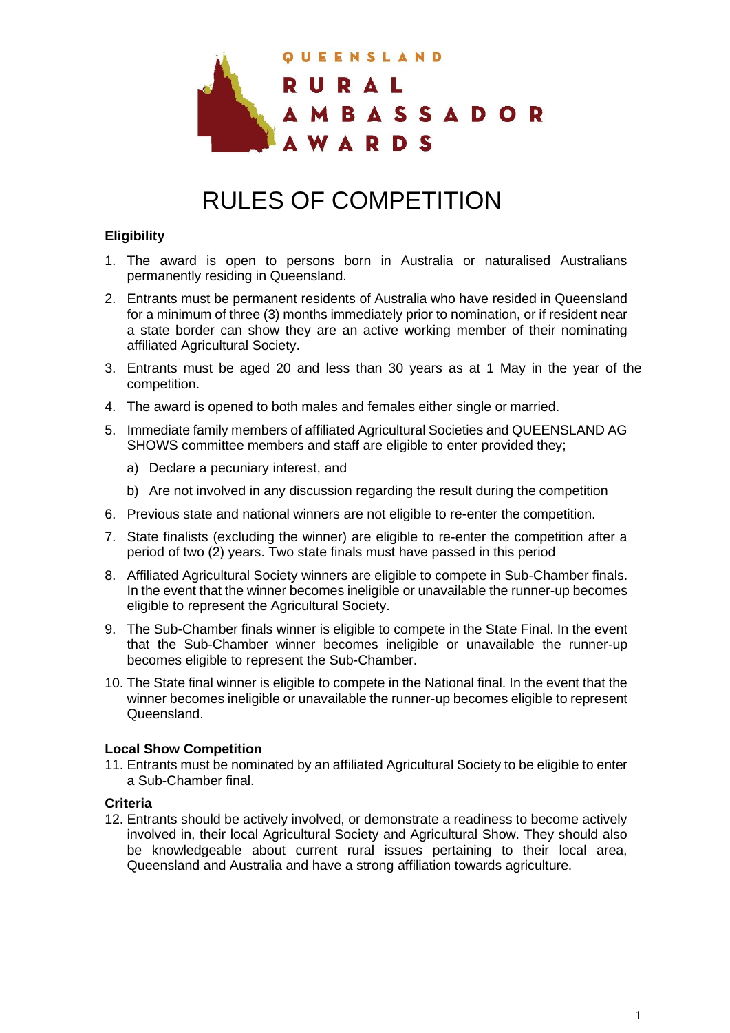QUEENSLAND

RURAL

AMBASSADOR

AWARDS

# RULES OF COMPETITION

### Eligibility

1. The award is open to persons born in Australia or naturalised Australians permanently residing in Queensland.
2. Entrants must be permanent residents of Australia who have resided in Queensland for a minimum of three (3) months immediately prior to nomination, or if resident near a state border can show they are an active working member of their nominating affiliated Agricultural Society.
3. Entrants must be aged 20 and less than 30 years as at 1 May in the year of the competition.
4. The award is opened to both males and females either single or married.
5. Immediate family members of affiliated Agricultural Societies and QUEENSLAND AG SHOWS committee members and staff are eligible to enter provided they;
   a) Declare a pecuniary interest, and
   b) Are not involved in any discussion regarding the result during the competition
6. Previous state and national winners are not eligible to re-enter the competition.
7. State finalists (excluding the winner) are eligible to re-enter the competition after a period of two (2) years. Two state finals must have passed in this period
8. Affiliated Agricultural Society winners are eligible to compete in Sub-Chamber finals. In the event that the winner becomes ineligible or unavailable the runner-up becomes eligible to represent the Agricultural Society.
9. The Sub-Chamber finals winner is eligible to compete in the State Final. In the event that the Sub-Chamber winner becomes ineligible or unavailable the runner-up becomes eligible to represent the Sub-Chamber.
10. The State final winner is eligible to compete in the National final. In the event that the winner becomes ineligible or unavailable the runner-up becomes eligible to represent Queensland.

### Local Show Competition

11. Entrants must be nominated by an affiliated Agricultural Society to be eligible to enter a Sub-Chamber final.

### Criteria

12. Entrants should be actively involved, or demonstrate a readiness to become actively involved in, their local Agricultural Society and Agricultural Show. They should also be knowledgeable about current rural issues pertaining to their local area, Queensland and Australia and have a strong affiliation towards agriculture.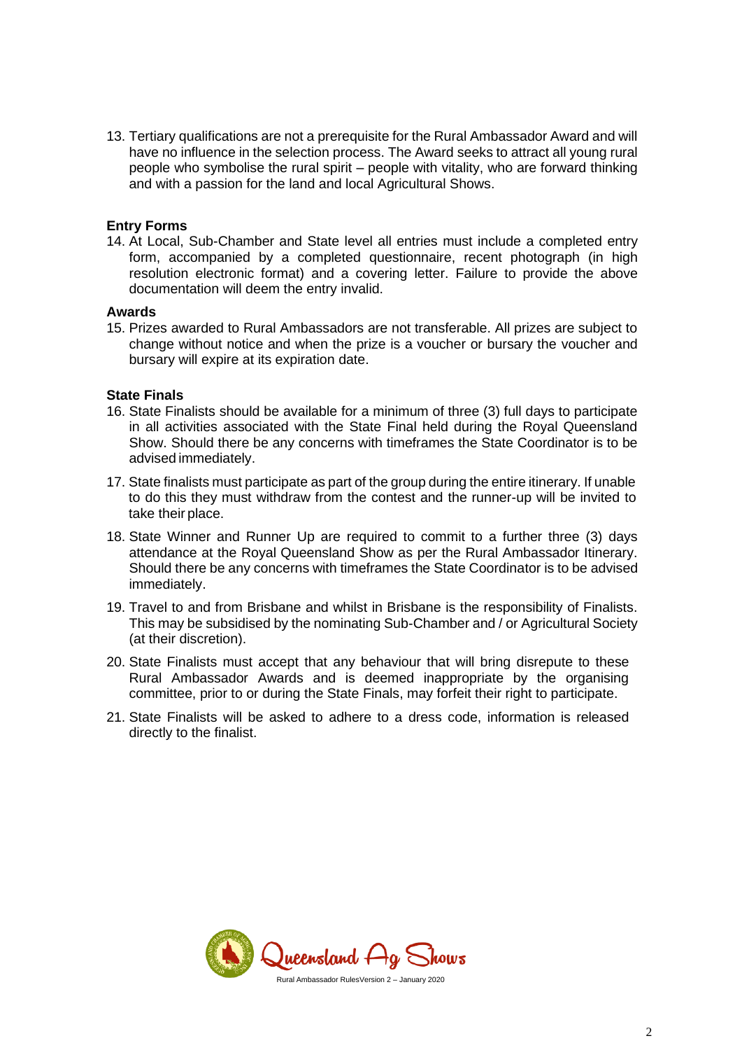13. Tertiary qualifications are not a prerequisite for the Rural Ambassador Award and will have no influence in the selection process. The Award seeks to attract all young rural people who symbolise the rural spirit – people with vitality, who are forward thinking and with a passion for the land and local Agricultural Shows.

**Entry Forms**

14. At Local, Sub-Chamber and State level all entries must include a completed entry form, accompanied by a completed questionnaire, recent photograph (in high resolution electronic format) and a covering letter. Failure to provide the above documentation will deem the entry invalid.

**Awards**

15. Prizes awarded to Rural Ambassadors are not transferable. All prizes are subject to change without notice and when the prize is a voucher or bursary the voucher and bursary will expire at its expiration date.

**State Finals**

16. State Finalists should be available for a minimum of three (3) full days to participate in all activities associated with the State Final held during the Royal Queensland Show. Should there be any concerns with timeframes the State Coordinator is to be advised immediately.
17. State finalists must participate as part of the group during the entire itinerary. If unable to do this they must withdraw from the contest and the runner-up will be invited to take their place.
18. State Winner and Runner Up are required to commit to a further three (3) days attendance at the Royal Queensland Show as per the Rural Ambassador Itinerary. Should there be any concerns with timeframes the State Coordinator is to be advised immediately.
19. Travel to and from Brisbane and whilst in Brisbane is the responsibility of Finalists. This may be subsidised by the nominating Sub-Chamber and / or Agricultural Society (at their discretion).
20. State Finalists must accept that any behaviour that will bring disrepute to these Rural Ambassador Awards and is deemed inappropriate by the organising committee, prior to or during the State Finals, may forfeit their right to participate.
21. State Finalists will be asked to adhere to a dress code, information is released directly to the finalist.